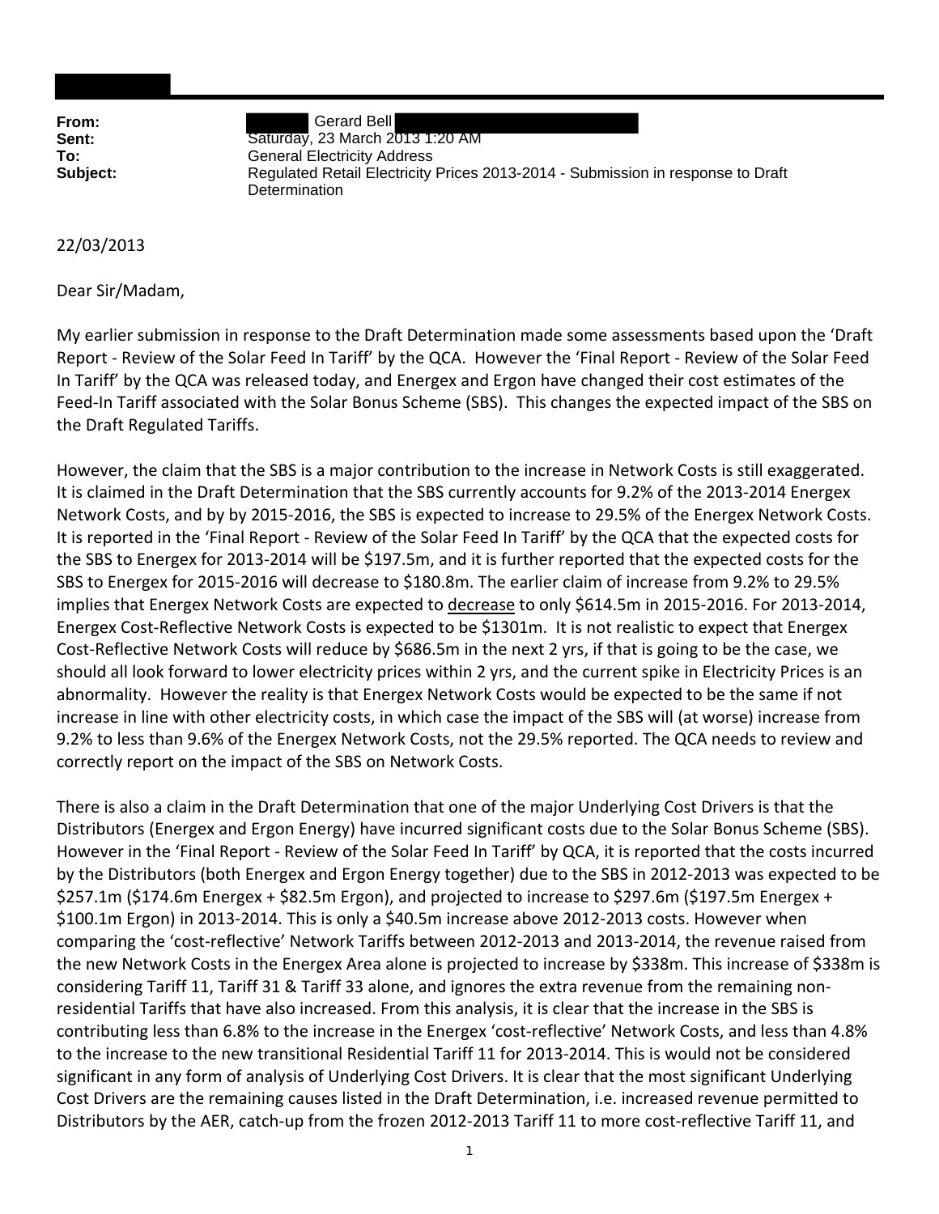**From:** Gerard Bell
**Sent:** Saturday, 23 March 2013 1:20 AM
**To:** General Electricity Address
**Subject:** Regulated Retail Electricity Prices 2013-2014 - Submission in response to Draft Determination

22/03/2013

Dear Sir/Madam,

My earlier submission in response to the Draft Determination made some assessments based upon the 'Draft Report - Review of the Solar Feed In Tariff' by the QCA. However the 'Final Report - Review of the Solar Feed In Tariff' by the QCA was released today, and Energex and Ergon have changed their cost estimates of the Feed-In Tariff associated with the Solar Bonus Scheme (SBS). This changes the expected impact of the SBS on the Draft Regulated Tariffs.

However, the claim that the SBS is a major contribution to the increase in Network Costs is still exaggerated. It is claimed in the Draft Determination that the SBS currently accounts for 9.2% of the 2013-2014 Energex Network Costs, and by by 2015-2016, the SBS is expected to increase to 29.5% of the Energex Network Costs. It is reported in the 'Final Report - Review of the Solar Feed In Tariff' by the QCA that the expected costs for the SBS to Energex for 2013-2014 will be $197.5m, and it is further reported that the expected costs for the SBS to Energex for 2015-2016 will decrease to $180.8m. The earlier claim of increase from 9.2% to 29.5% implies that Energex Network Costs are expected to <u>decrease</u> to only $614.5m in 2015-2016. For 2013-2014, Energex Cost-Reflective Network Costs is expected to be $1301m. It is not realistic to expect that Energex Cost-Reflective Network Costs will reduce by $686.5m in the next 2 yrs, if that is going to be the case, we should all look forward to lower electricity prices within 2 yrs, and the current spike in Electricity Prices is an abnormality. However the reality is that Energex Network Costs would be expected to be the same if not increase in line with other electricity costs, in which case the impact of the SBS will (at worse) increase from 9.2% to less than 9.6% of the Energex Network Costs, not the 29.5% reported. The QCA needs to review and correctly report on the impact of the SBS on Network Costs.

There is also a claim in the Draft Determination that one of the major Underlying Cost Drivers is that the Distributors (Energex and Ergon Energy) have incurred significant costs due to the Solar Bonus Scheme (SBS). However in the 'Final Report - Review of the Solar Feed In Tariff' by QCA, it is reported that the costs incurred by the Distributors (both Energex and Ergon Energy together) due to the SBS in 2012-2013 was expected to be $257.1m ($174.6m Energex + $82.5m Ergon), and projected to increase to $297.6m ($197.5m Energex + $100.1m Ergon) in 2013-2014. This is only a $40.5m increase above 2012-2013 costs. However when comparing the 'cost-reflective' Network Tariffs between 2012-2013 and 2013-2014, the revenue raised from the new Network Costs in the Energex Area alone is projected to increase by $338m. This increase of $338m is considering Tariff 11, Tariff 31 & Tariff 33 alone, and ignores the extra revenue from the remaining non-residential Tariffs that have also increased. From this analysis, it is clear that the increase in the SBS is contributing less than 6.8% to the increase in the Energex 'cost-reflective' Network Costs, and less than 4.8% to the increase to the new transitional Residential Tariff 11 for 2013-2014. This is would not be considered significant in any form of analysis of Underlying Cost Drivers. It is clear that the most significant Underlying Cost Drivers are the remaining causes listed in the Draft Determination, i.e. increased revenue permitted to Distributors by the AER, catch-up from the frozen 2012-2013 Tariff 11 to more cost-reflective Tariff 11, and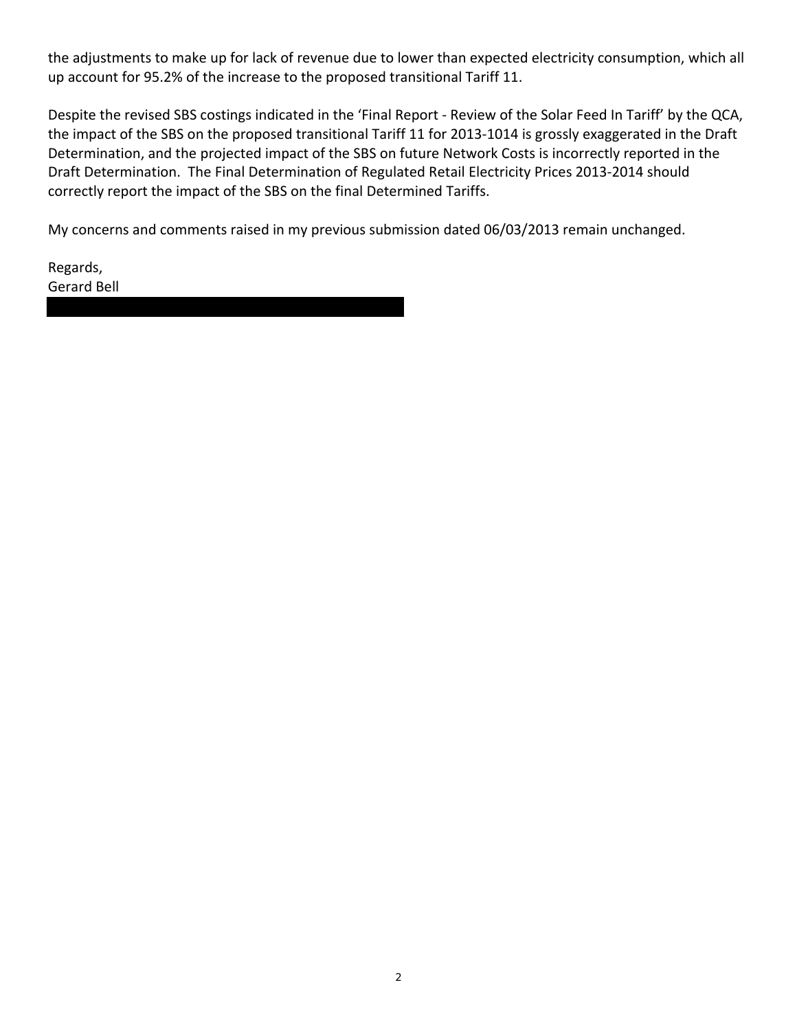the adjustments to make up for lack of revenue due to lower than expected electricity consumption, which all up account for 95.2% of the increase to the proposed transitional Tariff 11.

Despite the revised SBS costings indicated in the 'Final Report - Review of the Solar Feed In Tariff' by the QCA, the impact of the SBS on the proposed transitional Tariff 11 for 2013-1014 is grossly exaggerated in the Draft Determination, and the projected impact of the SBS on future Network Costs is incorrectly reported in the Draft Determination. The Final Determination of Regulated Retail Electricity Prices 2013-2014 should correctly report the impact of the SBS on the final Determined Tariffs.

My concerns and comments raised in my previous submission dated 06/03/2013 remain unchanged.

Regards,
Gerard Bell